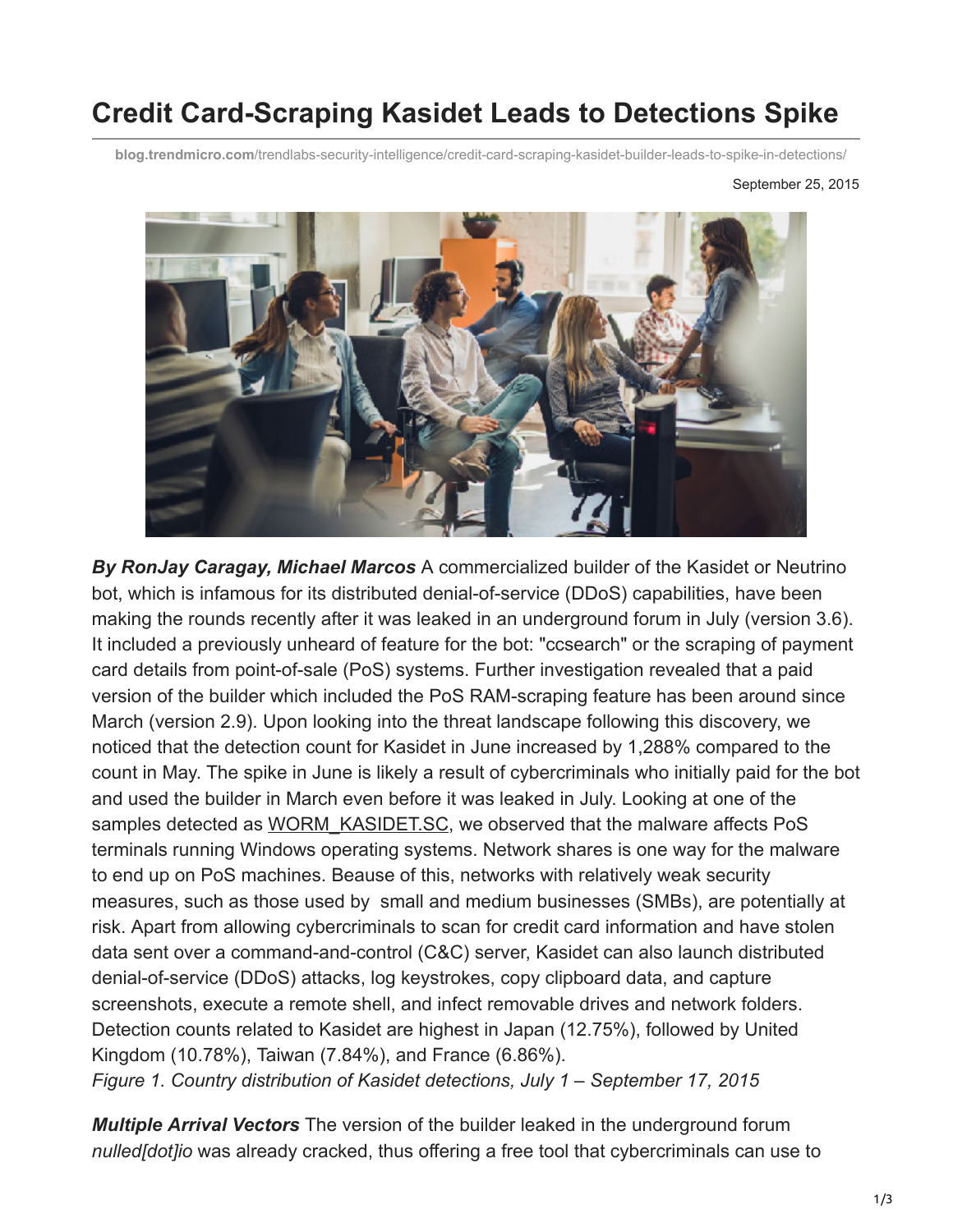# Credit Card-Scraping Kasidet Leads to Detections Spike

blog.trendmicro.com/trendlabs-security-intelligence/credit-card-scraping-kasidet-builder-leads-to-spike-in-detections/

September 25, 2015

***By RonJay Caragay, Michael Marcos*** A commercialized builder of the Kasidet or Neutrino bot, which is infamous for its distributed denial-of-service (DDoS) capabilities, have been making the rounds recently after it was leaked in an underground forum in July (version 3.6). It included a previously unheard of feature for the bot: "ccsearch" or the scraping of payment card details from point-of-sale (PoS) systems. Further investigation revealed that a paid version of the builder which included the PoS RAM-scraping feature has been around since March (version 2.9). Upon looking into the threat landscape following this discovery, we noticed that the detection count for Kasidet in June increased by 1,288% compared to the count in May. The spike in June is likely a result of cybercriminals who initially paid for the bot and used the builder in March even before it was leaked in July. Looking at one of the samples detected as WORM_KASIDET.SC, we observed that the malware affects PoS terminals running Windows operating systems. Network shares is one way for the malware to end up on PoS machines. Beause of this, networks with relatively weak security measures, such as those used by small and medium businesses (SMBs), are potentially at risk. Apart from allowing cybercriminals to scan for credit card information and have stolen data sent over a command-and-control (C&C) server, Kasidet can also launch distributed denial-of-service (DDoS) attacks, log keystrokes, copy clipboard data, and capture screenshots, execute a remote shell, and infect removable drives and network folders. Detection counts related to Kasidet are highest in Japan (12.75%), followed by United Kingdom (10.78%), Taiwan (7.84%), and France (6.86%).

*Figure 1. Country distribution of Kasidet detections, July 1 – September 17, 2015*

***Multiple Arrival Vectors*** The version of the builder leaked in the underground forum *nulled[dot]io* was already cracked, thus offering a free tool that cybercriminals can use to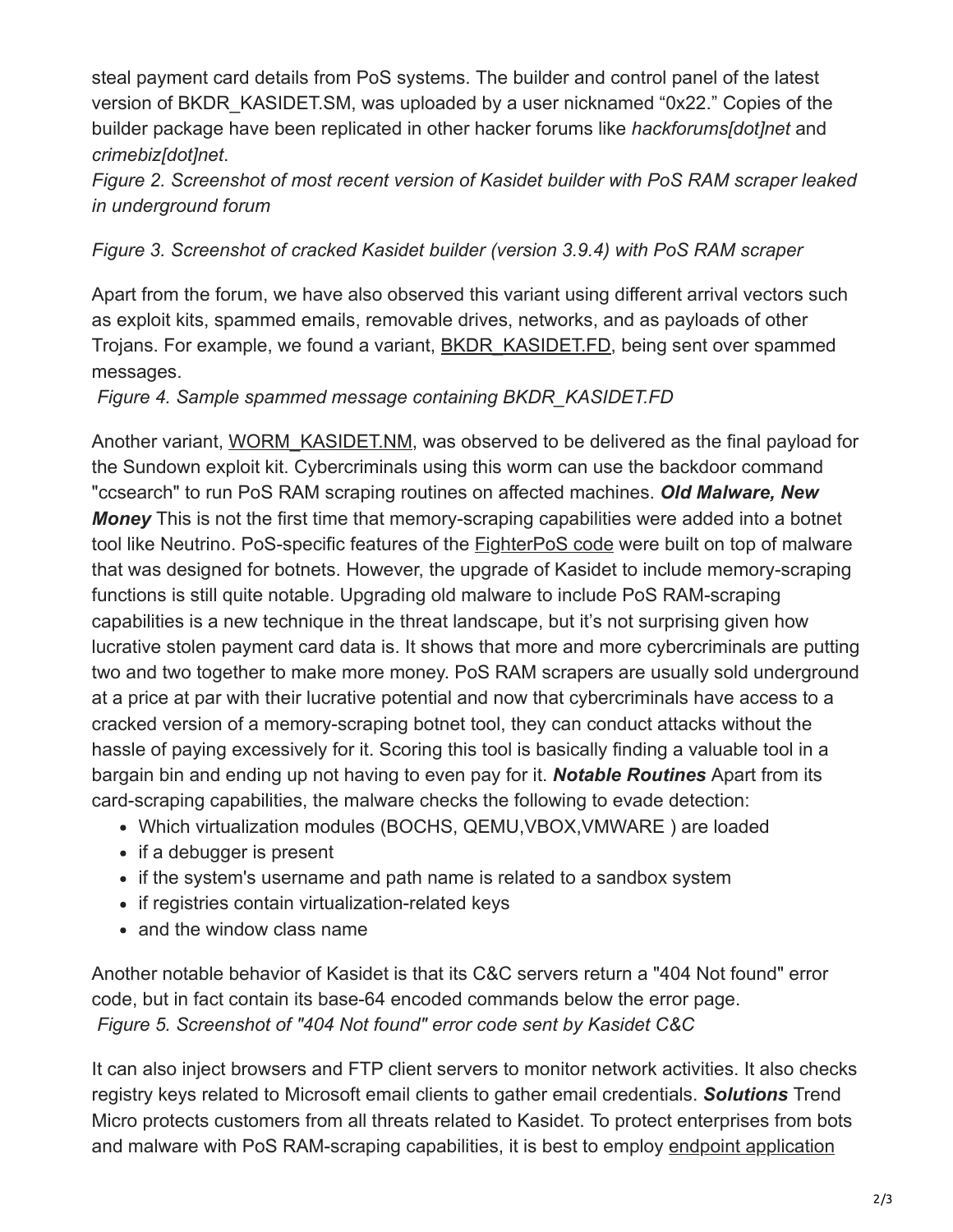steal payment card details from PoS systems. The builder and control panel of the latest version of BKDR_KASIDET.SM, was uploaded by a user nicknamed "0x22." Copies of the builder package have been replicated in other hacker forums like *hackforums[dot]net* and *crimebiz[dot]net*.

*Figure 2. Screenshot of most recent version of Kasidet builder with PoS RAM scraper leaked in underground forum*

*Figure 3. Screenshot of cracked Kasidet builder (version 3.9.4) with PoS RAM scraper*

Apart from the forum, we have also observed this variant using different arrival vectors such as exploit kits, spammed emails, removable drives, networks, and as payloads of other Trojans. For example, we found a variant, BKDR_KASIDET.FD, being sent over spammed messages.

*Figure 4. Sample spammed message containing BKDR_KASIDET.FD*

Another variant, WORM_KASIDET.NM, was observed to be delivered as the final payload for the Sundown exploit kit. Cybercriminals using this worm can use the backdoor command "ccsearch" to run PoS RAM scraping routines on affected machines. ***Old Malware, New Money*** This is not the first time that memory-scraping capabilities were added into a botnet tool like Neutrino. PoS-specific features of the FighterPoS code were built on top of malware that was designed for botnets. However, the upgrade of Kasidet to include memory-scraping functions is still quite notable. Upgrading old malware to include PoS RAM-scraping capabilities is a new technique in the threat landscape, but it's not surprising given how lucrative stolen payment card data is. It shows that more and more cybercriminals are putting two and two together to make more money. PoS RAM scrapers are usually sold underground at a price at par with their lucrative potential and now that cybercriminals have access to a cracked version of a memory-scraping botnet tool, they can conduct attacks without the hassle of paying excessively for it. Scoring this tool is basically finding a valuable tool in a bargain bin and ending up not having to even pay for it. ***Notable Routines*** Apart from its card-scraping capabilities, the malware checks the following to evade detection:

- Which virtualization modules (BOCHS, QEMU,VBOX,VMWARE ) are loaded
- if a debugger is present
- if the system's username and path name is related to a sandbox system
- if registries contain virtualization-related keys
- and the window class name

Another notable behavior of Kasidet is that its C&C servers return a "404 Not found" error code, but in fact contain its base-64 encoded commands below the error page.

*Figure 5. Screenshot of "404 Not found" error code sent by Kasidet C&C*

It can also inject browsers and FTP client servers to monitor network activities. It also checks registry keys related to Microsoft email clients to gather email credentials. ***Solutions*** Trend Micro protects customers from all threats related to Kasidet. To protect enterprises from bots and malware with PoS RAM-scraping capabilities, it is best to employ endpoint application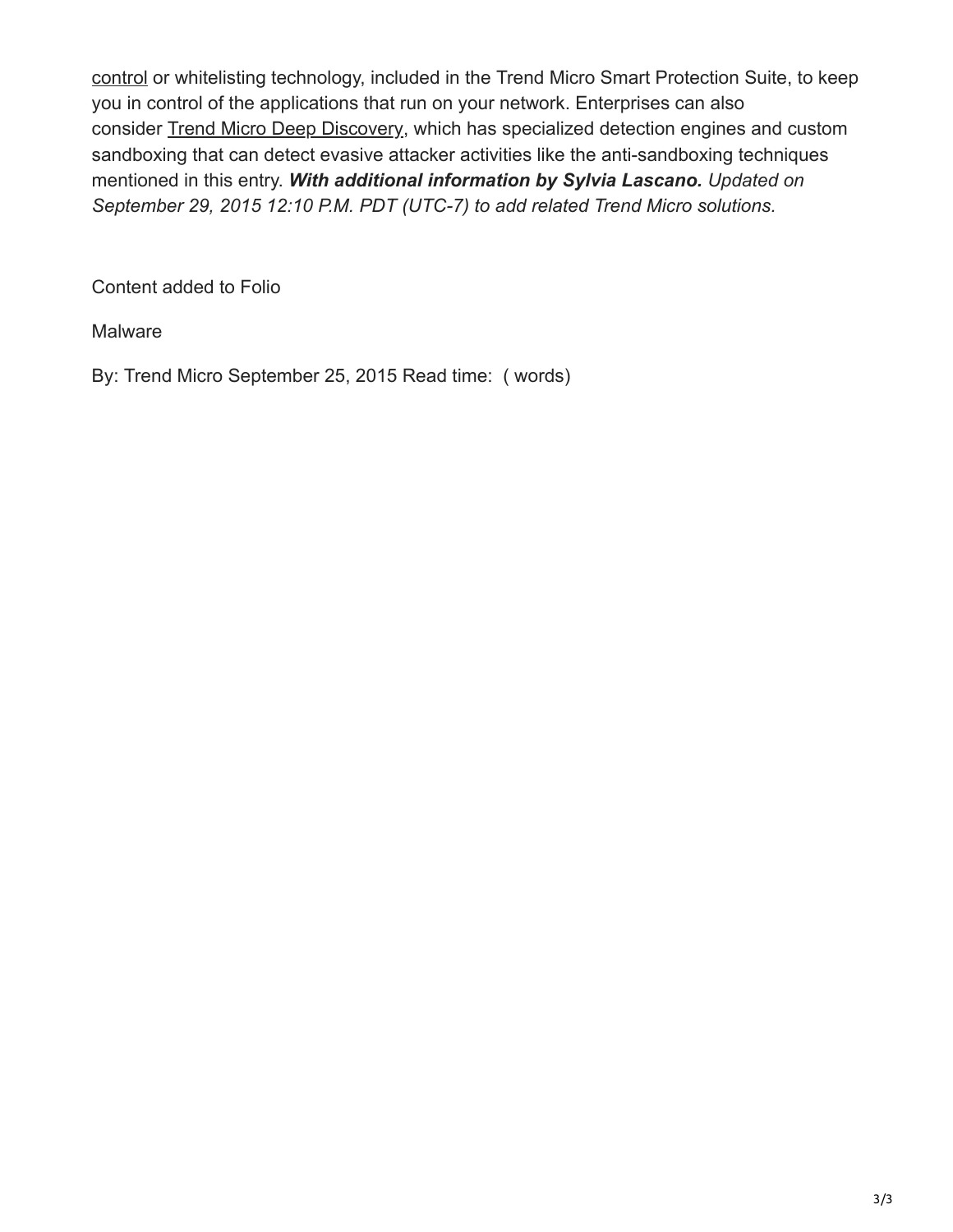control or whitelisting technology, included in the Trend Micro Smart Protection Suite, to keep you in control of the applications that run on your network. Enterprises can also consider Trend Micro Deep Discovery, which has specialized detection engines and custom sandboxing that can detect evasive attacker activities like the anti-sandboxing techniques mentioned in this entry. ***With additional information by Sylvia Lascano.*** *Updated on September 29, 2015 12:10 P.M. PDT (UTC-7) to add related Trend Micro solutions.*

Content added to Folio

Malware

By: Trend Micro September 25, 2015 Read time: ( words)